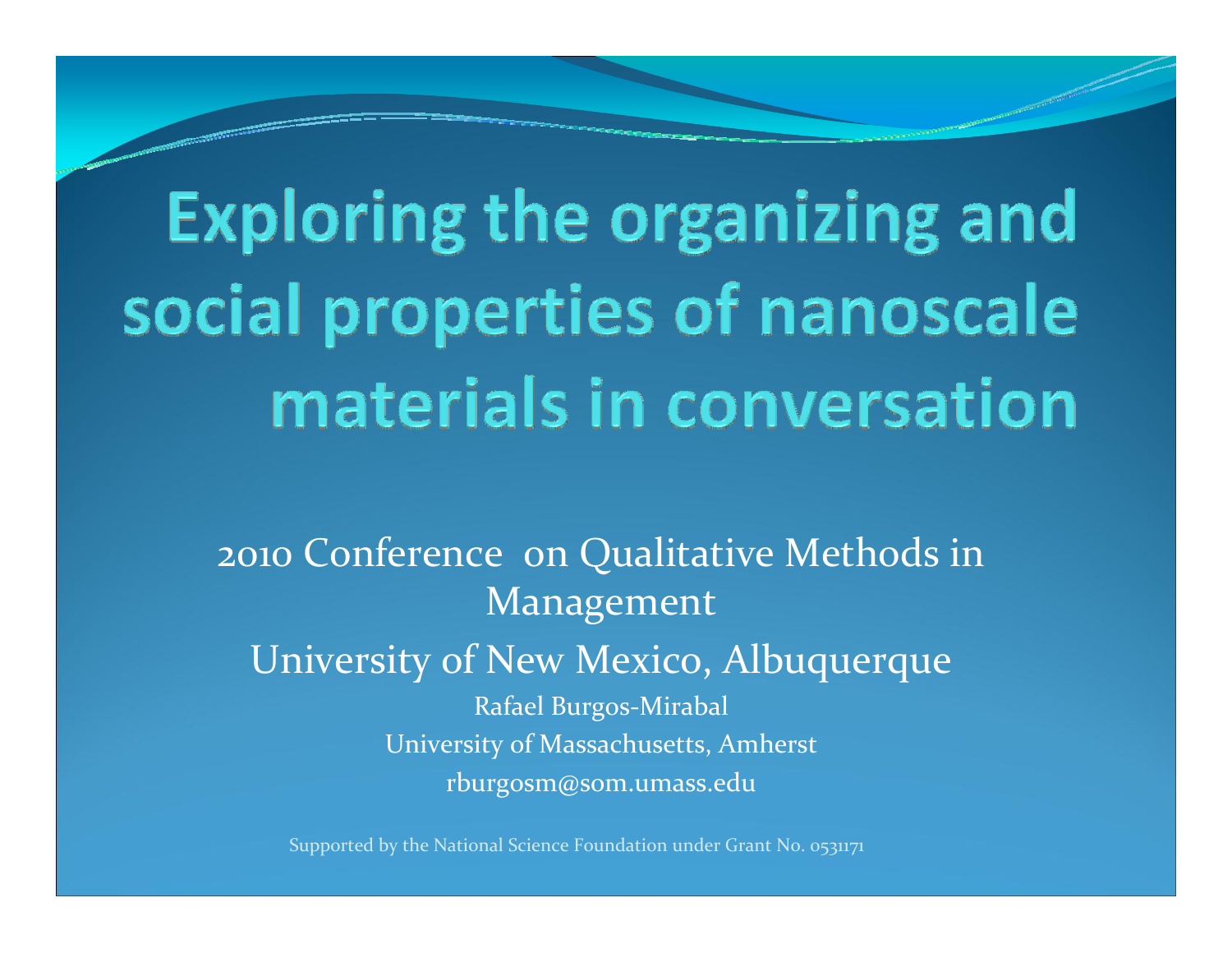# Exploring the organizing and social properties of nanoscale materials in conversation

2010 Conference on Qualitative Methods in Management

University of New Mexico, Albuquerque

Rafael Burgos-Mirabal

University of Massachusetts, Amherst

rburgosm@som.umass.edu

Supported by the National Science Foundation under Grant No. 0531171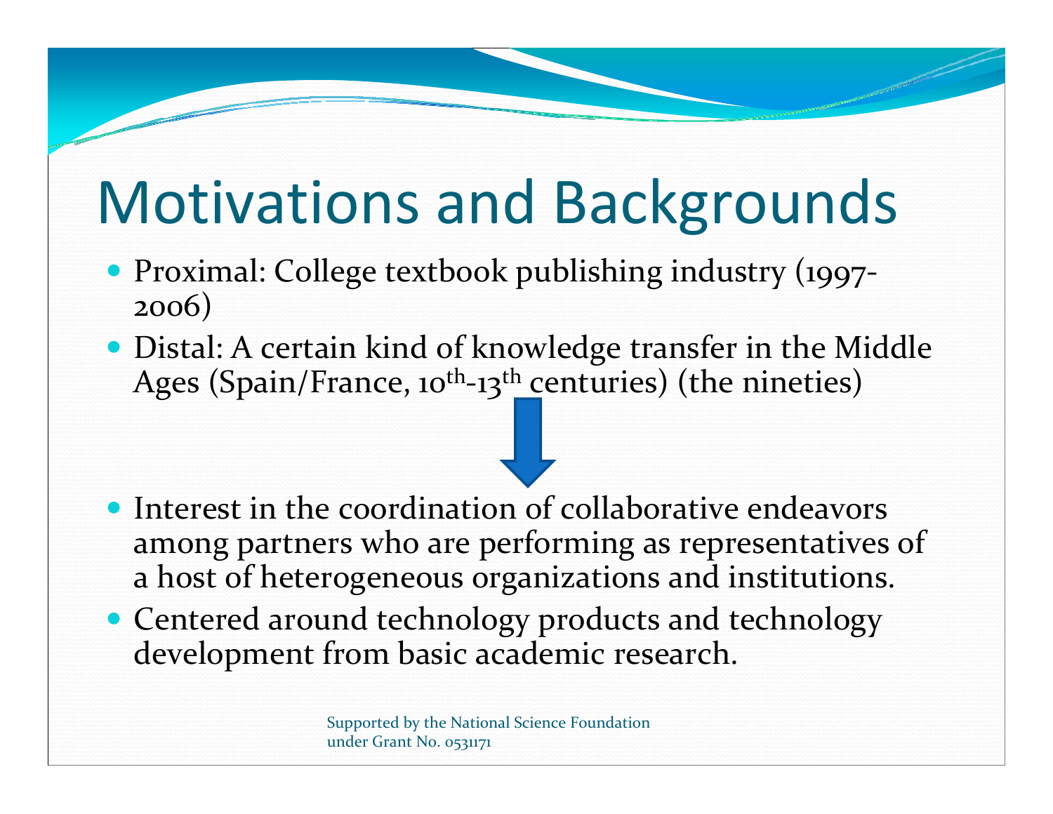# Motivations and Backgrounds

- Proximal: College textbook publishing industry (1997-2006)
- Distal: A certain kind of knowledge transfer in the Middle Ages (Spain/France, 10th-13th centuries) (the nineties)

↓

- Interest in the coordination of collaborative endeavors among partners who are performing as representatives of a host of heterogeneous organizations and institutions.
- Centered around technology products and technology development from basic academic research.

Supported by the National Science Foundation under Grant No. 0531171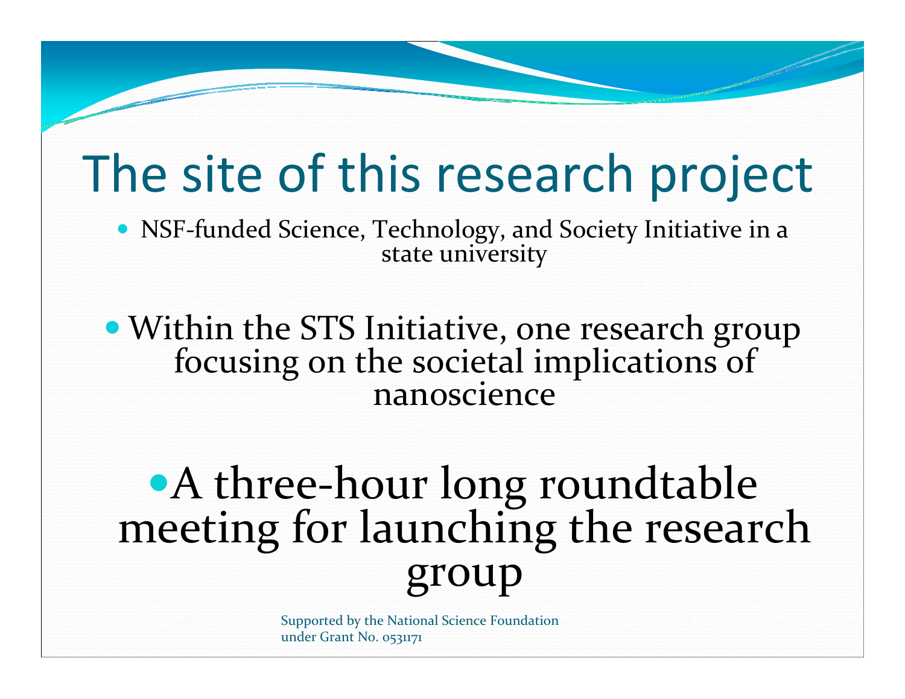# The site of this research project

- NSF-funded Science, Technology, and Society Initiative in a state university

- Within the STS Initiative, one research group focusing on the societal implications of nanoscience

- A three-hour long roundtable meeting for launching the research group

Supported by the National Science Foundation under Grant No. 0531171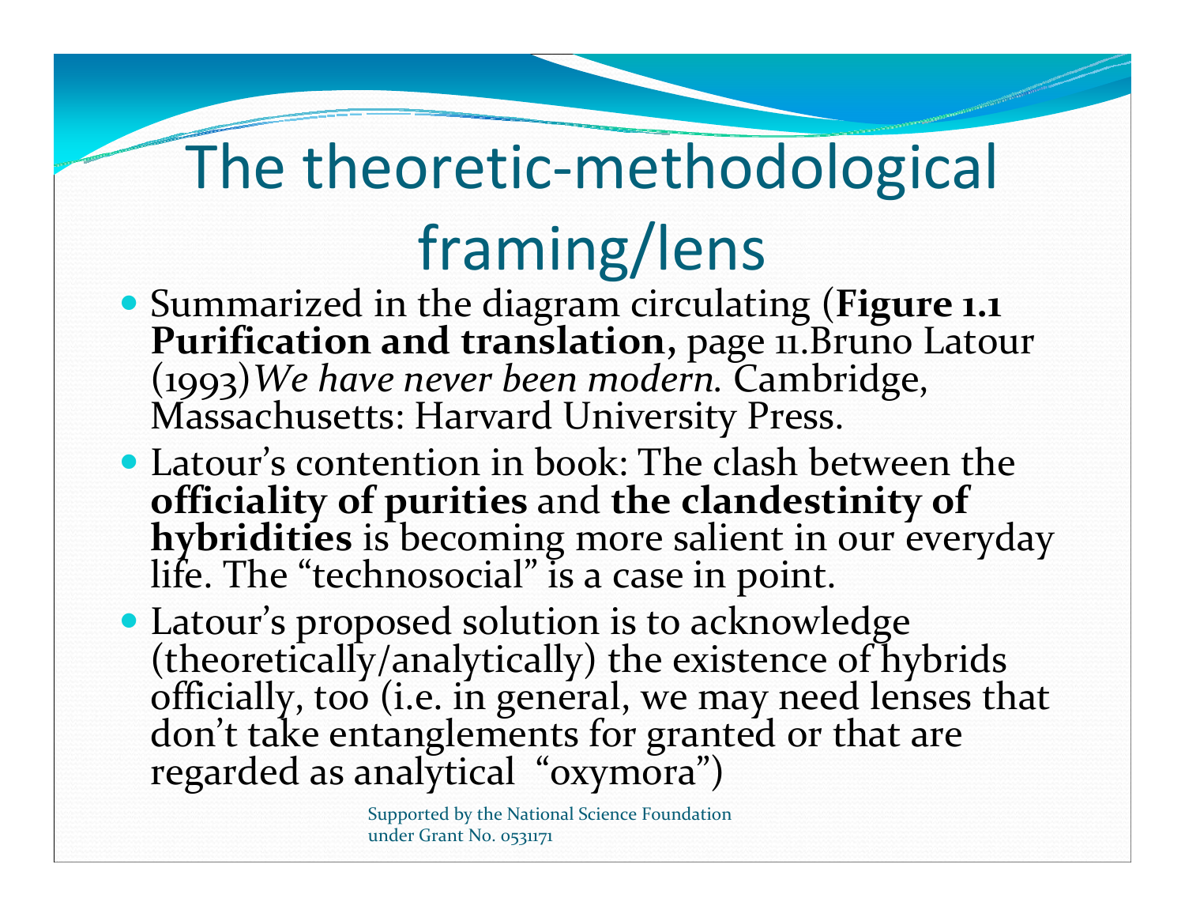# The theoretic-methodological framing/lens

- Summarized in the diagram circulating (**Figure 1.1 Purification and translation,** page 11.Bruno Latour (1993)*We have never been modern.* Cambridge, Massachusetts: Harvard University Press.
- Latour's contention in book: The clash between the **officiality of purities** and **the clandestinity of hybridities** is becoming more salient in our everyday life. The "technosocial" is a case in point.
- Latour's proposed solution is to acknowledge (theoretically/analytically) the existence of hybrids officially, too (i.e. in general, we may need lenses that don't take entanglements for granted or that are regarded as analytical "oxymora")

Supported by the National Science Foundation under Grant No. 0531171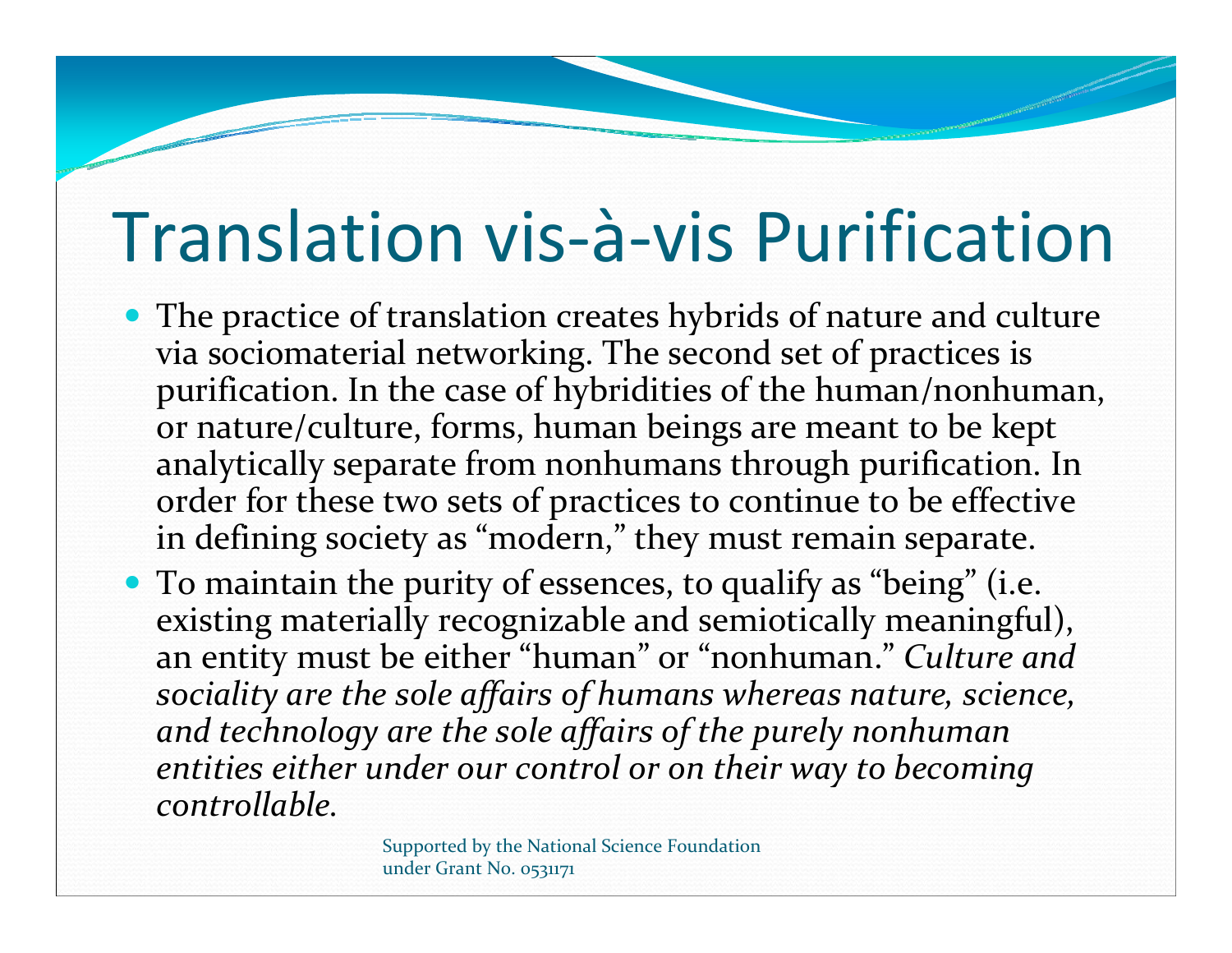# Translation vis-à-vis Purification

- The practice of translation creates hybrids of nature and culture via sociomaterial networking. The second set of practices is purification. In the case of hybridities of the human/nonhuman, or nature/culture, forms, human beings are meant to be kept analytically separate from nonhumans through purification. In order for these two sets of practices to continue to be effective in defining society as "modern," they must remain separate.
- To maintain the purity of essences, to qualify as "being" (i.e. existing materially recognizable and semiotically meaningful), an entity must be either "human" or "nonhuman." *Culture and sociality are the sole affairs of humans whereas nature, science, and technology are the sole affairs of the purely nonhuman entities either under our control or on their way to becoming controllable.*

Supported by the National Science Foundation under Grant No. 0531171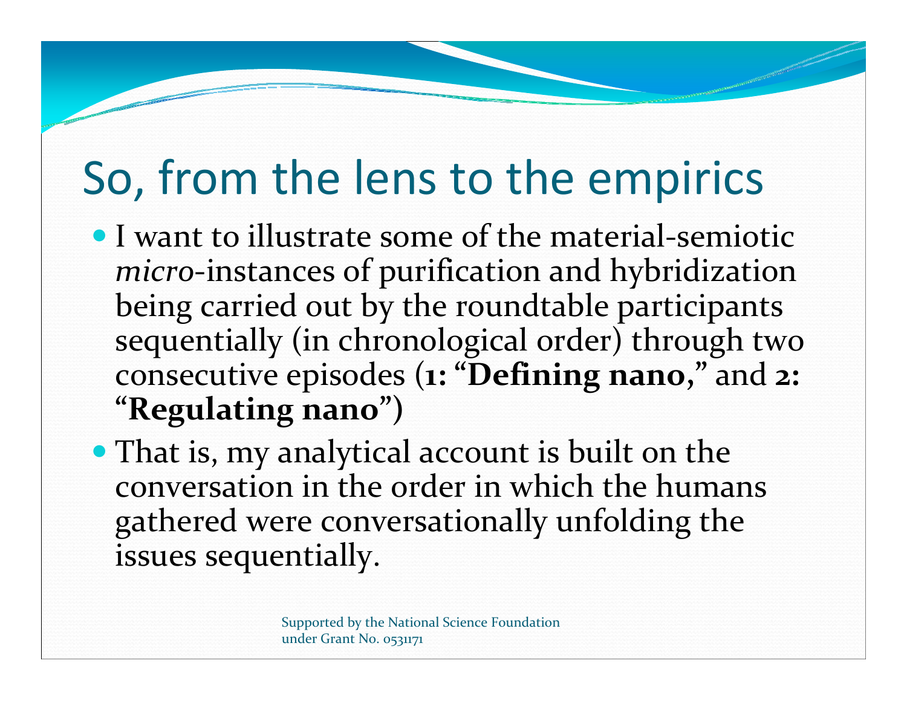# So, from the lens to the empirics

- I want to illustrate some of the material-semiotic *micro*-instances of purification and hybridization being carried out by the roundtable participants sequentially (in chronological order) through two consecutive episodes (**1: "Defining nano,"** and **2: "Regulating nano")**
- That is, my analytical account is built on the conversation in the order in which the humans gathered were conversationally unfolding the issues sequentially.

Supported by the National Science Foundation under Grant No. 0531171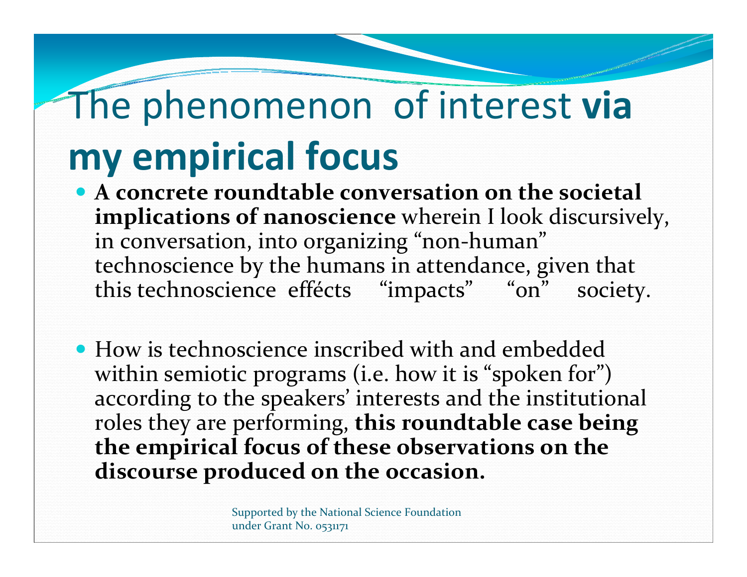# The phenomenon of interest **via my empirical focus**

- **A concrete roundtable conversation on the societal implications of nanoscience** wherein I look discursively, in conversation, into organizing "non-human" technoscience by the humans in attendance, given that this technoscience effécts "impacts" "on" society.

- How is technoscience inscribed with and embedded within semiotic programs (i.e. how it is "spoken for") according to the speakers' interests and the institutional roles they are performing, **this roundtable case being the empirical focus of these observations on the discourse produced on the occasion.**

Supported by the National Science Foundation under Grant No. 0531171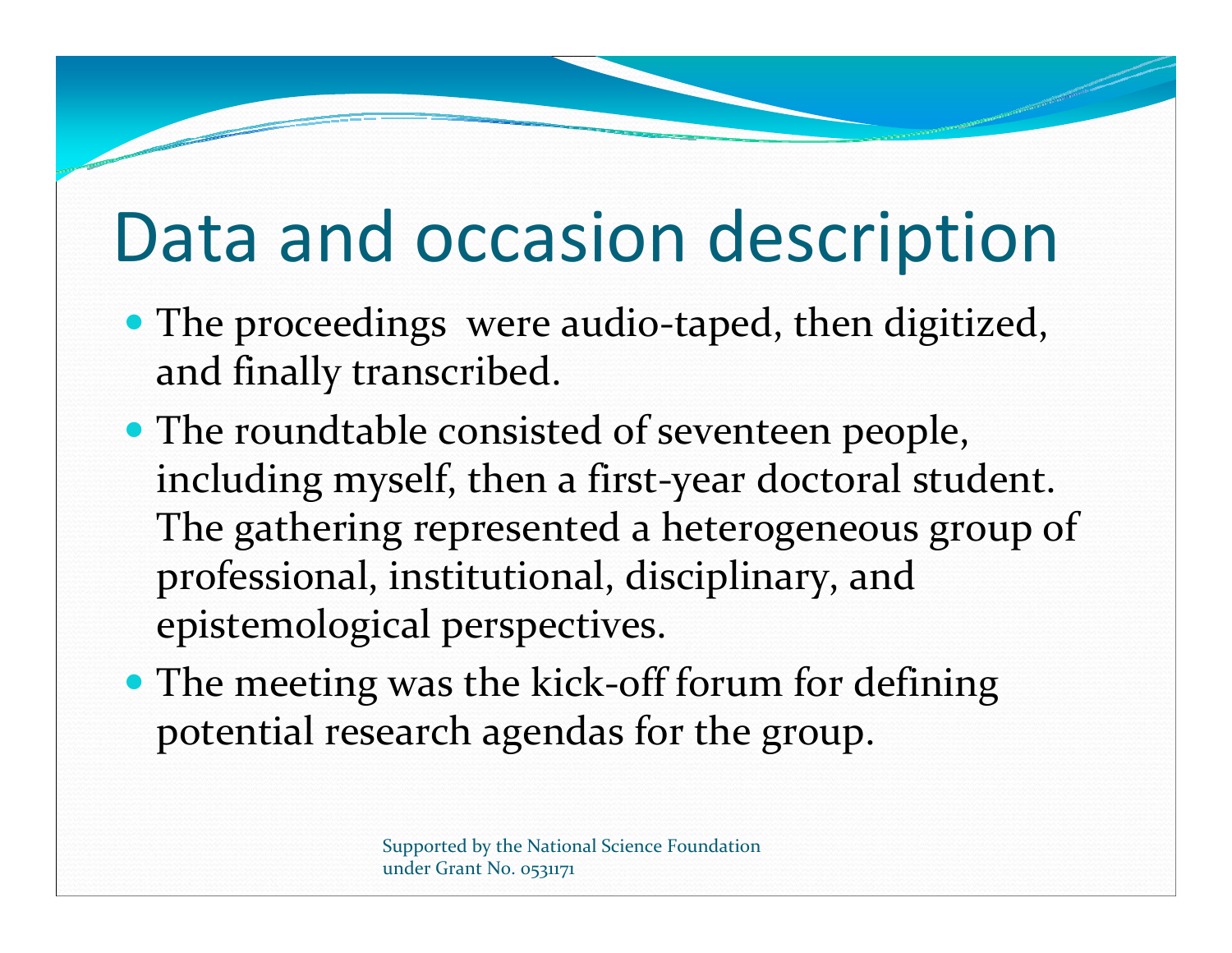# Data and occasion description

- The proceedings were audio-taped, then digitized, and finally transcribed.
- The roundtable consisted of seventeen people, including myself, then a first-year doctoral student. The gathering represented a heterogeneous group of professional, institutional, disciplinary, and epistemological perspectives.
- The meeting was the kick-off forum for defining potential research agendas for the group.

Supported by the National Science Foundation under Grant No. 0531171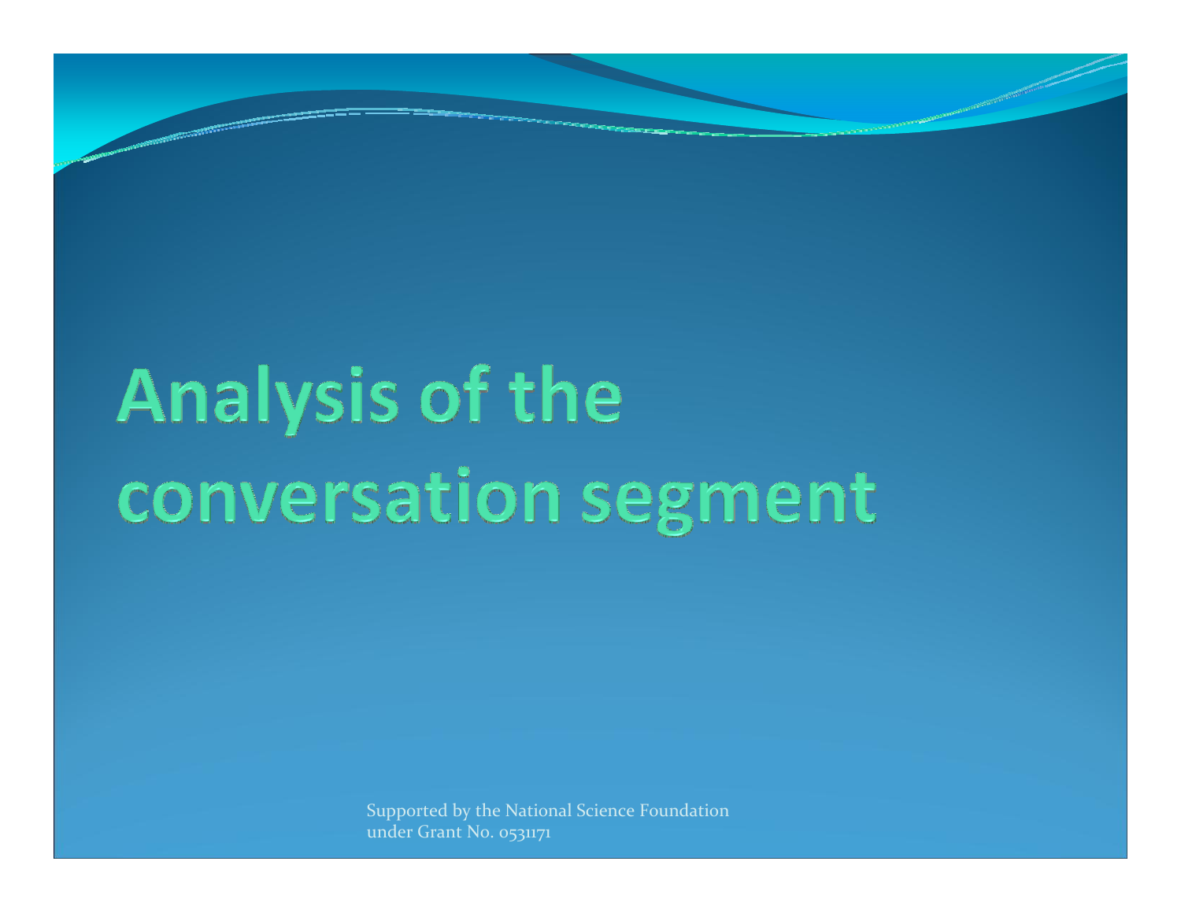# Analysis of the conversation segment

Supported by the National Science Foundation under Grant No. 0531171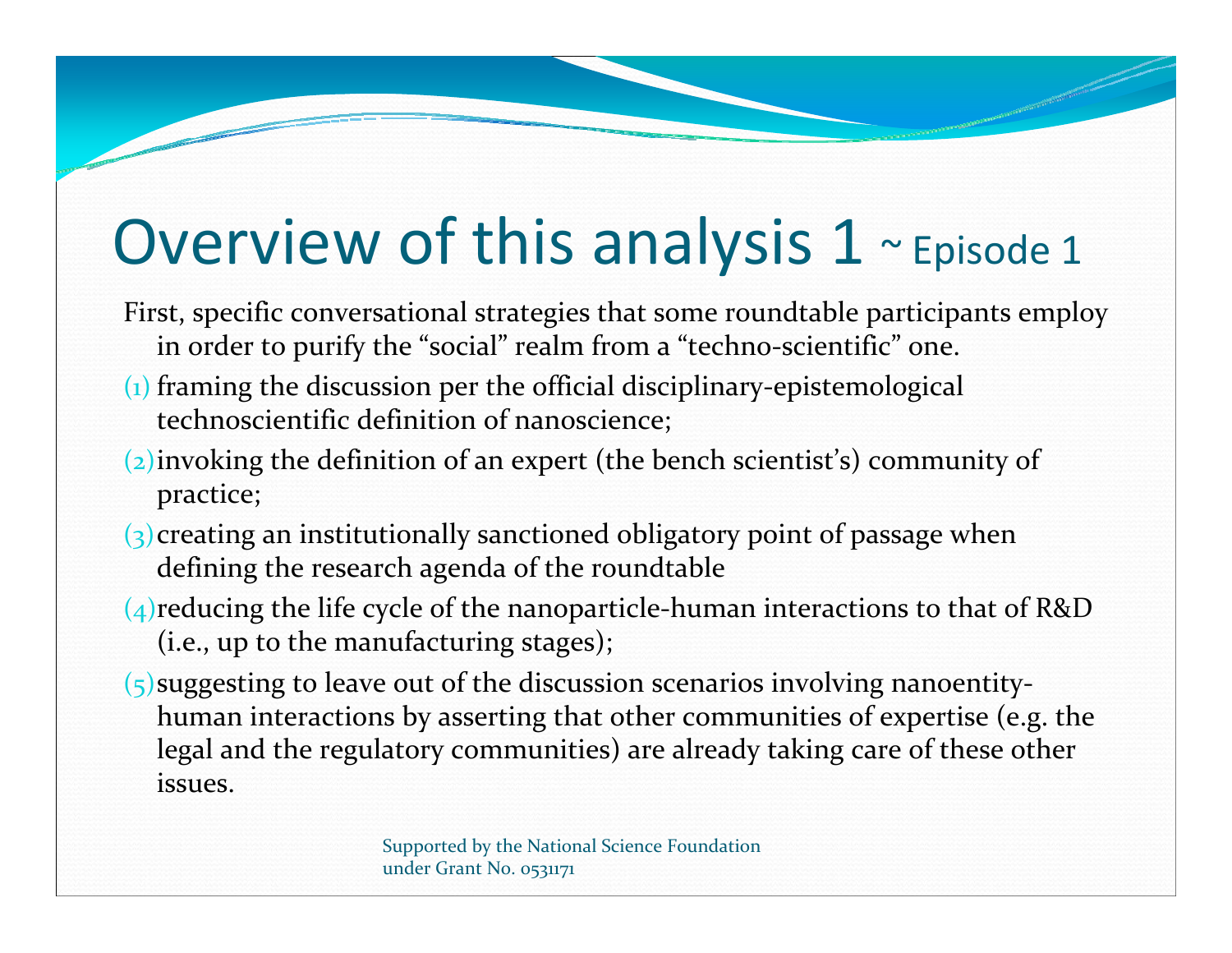# Overview of this analysis 1 ~ Episode 1

First, specific conversational strategies that some roundtable participants employ in order to purify the “social” realm from a “techno-scientific” one.

(1) framing the discussion per the official disciplinary-epistemological technoscientific definition of nanoscience;

(2) invoking the definition of an expert (the bench scientist’s) community of practice;

(3) creating an institutionally sanctioned obligatory point of passage when defining the research agenda of the roundtable

(4) reducing the life cycle of the nanoparticle-human interactions to that of R&D (i.e., up to the manufacturing stages);

(5) suggesting to leave out of the discussion scenarios involving nanoentity-human interactions by asserting that other communities of expertise (e.g. the legal and the regulatory communities) are already taking care of these other issues.

Supported by the National Science Foundation under Grant No. 0531171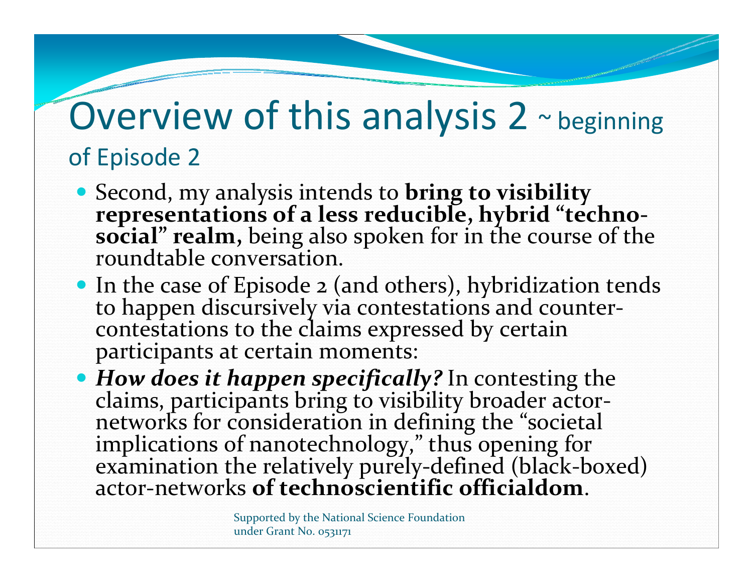# Overview of this analysis 2 ~ beginning of Episode 2

- Second, my analysis intends to **bring to visibility representations of a less reducible, hybrid "techno-social" realm**, being also spoken for in the course of the roundtable conversation.
- In the case of Episode 2 (and others), hybridization tends to happen discursively via contestations and counter-contestations to the claims expressed by certain participants at certain moments:
- ***How does it happen specifically?*** In contesting the claims, participants bring to visibility broader actor-networks for consideration in defining the "societal implications of nanotechnology," thus opening for examination the relatively purely-defined (black-boxed) actor-networks **of technoscientific officialdom**.

Supported by the National Science Foundation under Grant No. 0531171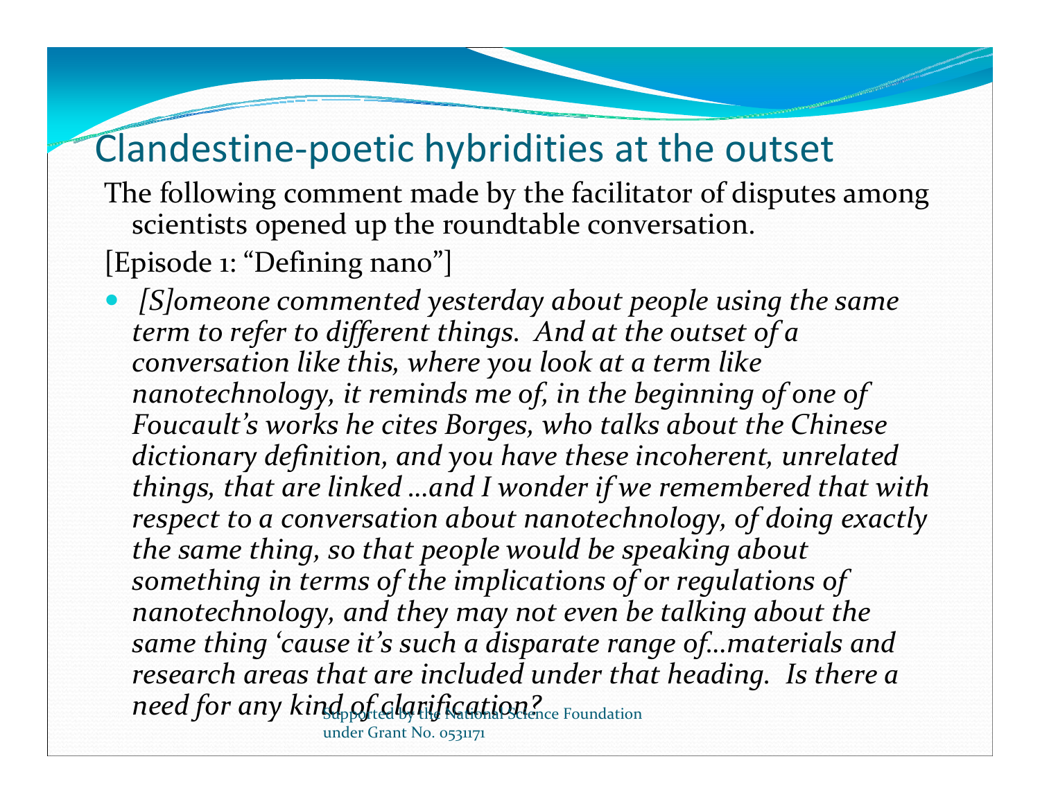# Clandestine-poetic hybridities at the outset

The following comment made by the facilitator of disputes among scientists opened up the roundtable conversation.

[Episode 1: "Defining nano"]

- *[S]omeone commented yesterday about people using the same term to refer to different things. And at the outset of a conversation like this, where you look at a term like nanotechnology, it reminds me of, in the beginning of one of Foucault's works he cites Borges, who talks about the Chinese dictionary definition, and you have these incoherent, unrelated things, that are linked …and I wonder if we remembered that with respect to a conversation about nanotechnology, of doing exactly the same thing, so that people would be speaking about something in terms of the implications of or regulations of nanotechnology, and they may not even be talking about the same thing 'cause it's such a disparate range of…materials and research areas that are included under that heading. Is there a need for any kind of clarification?*

Supported by the National Science Foundation under Grant No. 0531171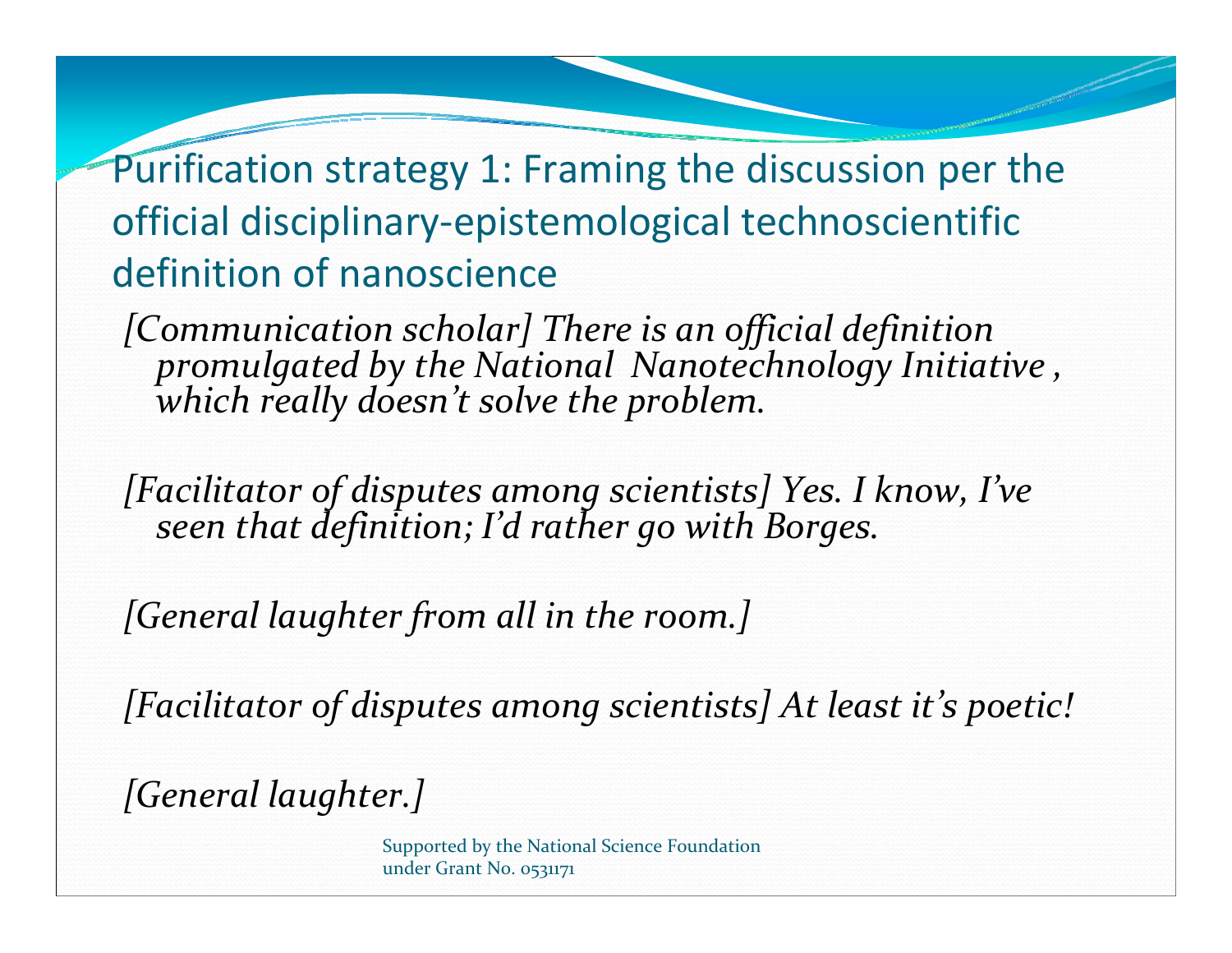## Purification strategy 1: Framing the discussion per the official disciplinary-epistemological technoscientific definition of nanoscience

*[Communication scholar] There is an official definition promulgated by the National Nanotechnology Initiative , which really doesn't solve the problem.*

*[Facilitator of disputes among scientists] Yes. I know, I've seen that definition; I'd rather go with Borges.*

*[General laughter from all in the room.]*

*[Facilitator of disputes among scientists] At least it's poetic!*

*[General laughter.]*

Supported by the National Science Foundation under Grant No. 0531171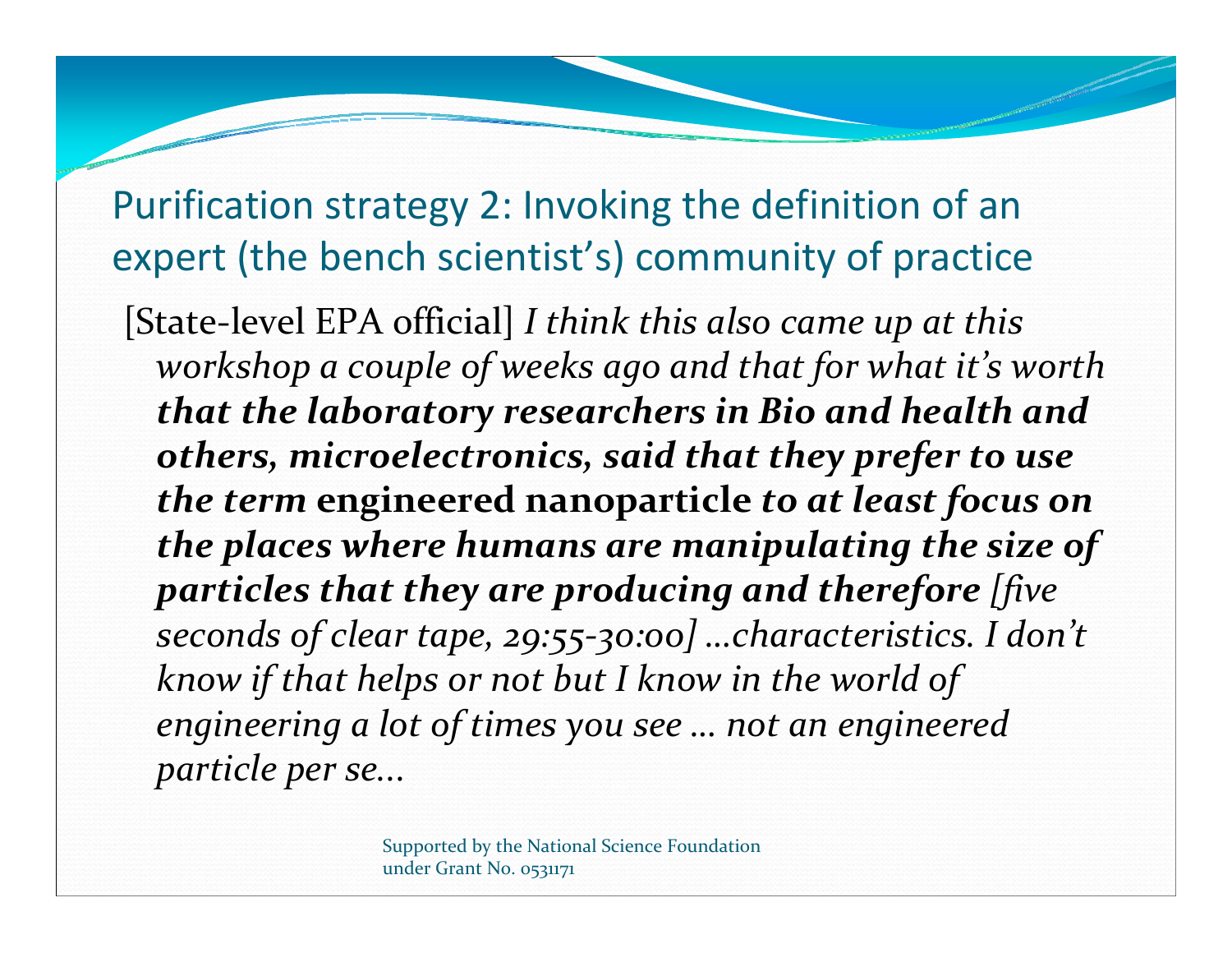## Purification strategy 2: Invoking the definition of an expert (the bench scientist's) community of practice

[State-level EPA official] *I think this also came up at this workshop a couple of weeks ago and that for what it's worth* ***that the laboratory researchers in Bio and health and others, microelectronics, said that they prefer to use the term*** **engineered nanoparticle** ***to at least focus on the places where humans are manipulating the size of particles that they are producing and therefore*** *[five seconds of clear tape, 29:55-30:00] …characteristics. I don't know if that helps or not but I know in the world of engineering a lot of times you see … not an engineered particle per se…*

Supported by the National Science Foundation under Grant No. 0531171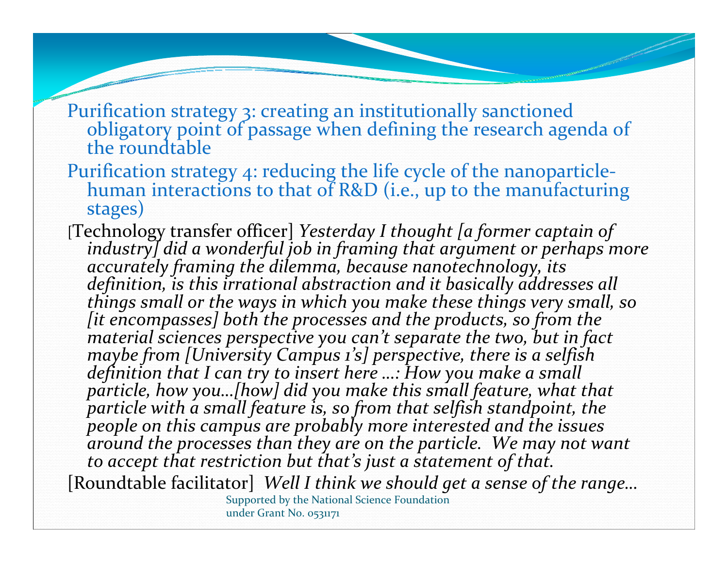Purification strategy 3: creating an institutionally sanctioned obligatory point of passage when defining the research agenda of the roundtable

Purification strategy 4: reducing the life cycle of the nanoparticle-human interactions to that of R&D (i.e., up to the manufacturing stages)

[Technology transfer officer] *Yesterday I thought [a former captain of industry] did a wonderful job in framing that argument or perhaps more accurately framing the dilemma, because nanotechnology, its definition, is this irrational abstraction and it basically addresses all things small or the ways in which you make these things very small, so [it encompasses] both the processes and the products, so from the material sciences perspective you can't separate the two, but in fact maybe from [University Campus 1's] perspective, there is a selfish definition that I can try to insert here ....: How you make a small particle, how you...[how] did you make this small feature, what that particle with a small feature is, so from that selfish standpoint, the people on this campus are probably more interested and the issues around the processes than they are on the particle. We may not want to accept that restriction but that's just a statement of that.*

[Roundtable facilitator] *Well I think we should get a sense of the range...*

Supported by the National Science Foundation under Grant No. 0531171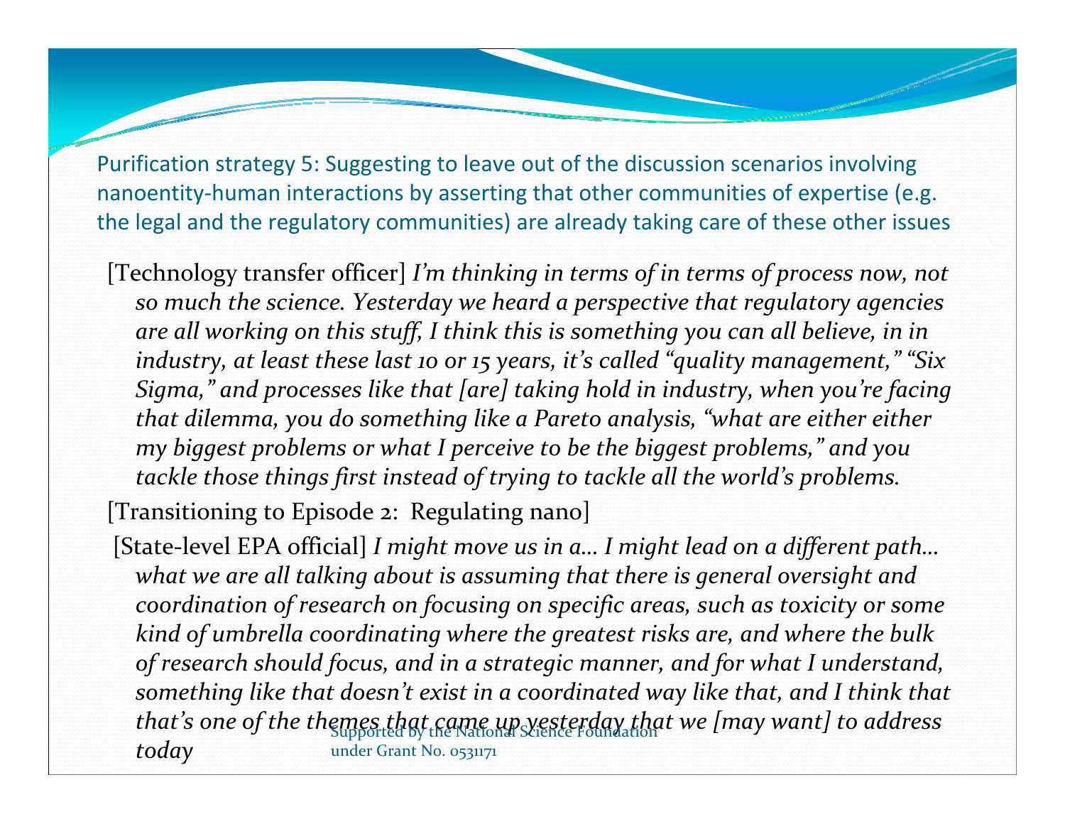## Purification strategy 5: Suggesting to leave out of the discussion scenarios involving nanoentity-human interactions by asserting that other communities of expertise (e.g. the legal and the regulatory communities) are already taking care of these other issues

[Technology transfer officer] *I'm thinking in terms of in terms of process now, not so much the science. Yesterday we heard a perspective that regulatory agencies are all working on this stuff, I think this is something you can all believe, in in industry, at least these last 10 or 15 years, it's called "quality management," "Six Sigma," and processes like that [are] taking hold in industry, when you're facing that dilemma, you do something like a Pareto analysis, "what are either either my biggest problems or what I perceive to be the biggest problems," and you tackle those things first instead of trying to tackle all the world's problems.*

[Transitioning to Episode 2: Regulating nano]

[State-level EPA official] *I might move us in a… I might lead on a different path… what we are all talking about is assuming that there is general oversight and coordination of research on focusing on specific areas, such as toxicity or some kind of umbrella coordinating where the greatest risks are, and where the bulk of research should focus, and in a strategic manner, and for what I understand, something like that doesn't exist in a coordinated way like that, and I think that that's one of the themes that came up yesterday that we [may want] to address today*

Supported by the National Science Foundation under Grant No. 0531171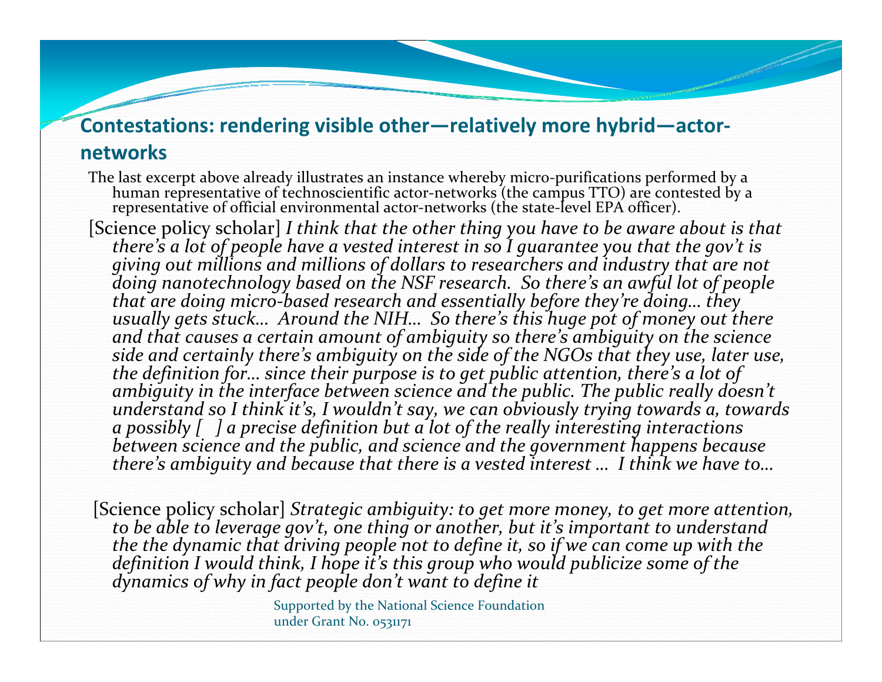## Contestations: rendering visible other—relatively more hybrid—actor-networks

The last excerpt above already illustrates an instance whereby micro-purifications performed by a human representative of technoscientific actor-networks (the campus TTO) are contested by a representative of official environmental actor-networks (the state-level EPA officer).

[Science policy scholar] *I think that the other thing you have to be aware about is that there's a lot of people have a vested interest in so I guarantee you that the gov't is giving out millions and millions of dollars to researchers and industry that are not doing nanotechnology based on the NSF research. So there's an awful lot of people that are doing micro-based research and essentially before they're doing… they usually gets stuck… Around the NIH… So there's this huge pot of money out there and that causes a certain amount of ambiguity so there's ambiguity on the science side and certainly there's ambiguity on the side of the NGOs that they use, later use, the definition for… since their purpose is to get public attention, there's a lot of ambiguity in the interface between science and the public. The public really doesn't understand so I think it's, I wouldn't say, we can obviously trying towards a, towards a possibly [ ] a precise definition but a lot of the really interesting interactions between science and the public, and science and the government happens because there's ambiguity and because that there is a vested interest … I think we have to…*

[Science policy scholar] *Strategic ambiguity: to get more money, to get more attention, to be able to leverage gov't, one thing or another, but it's important to understand the the dynamic that driving people not to define it, so if we can come up with the definition I would think, I hope it's this group who would publicize some of the dynamics of why in fact people don't want to define it*

Supported by the National Science Foundation under Grant No. 0531171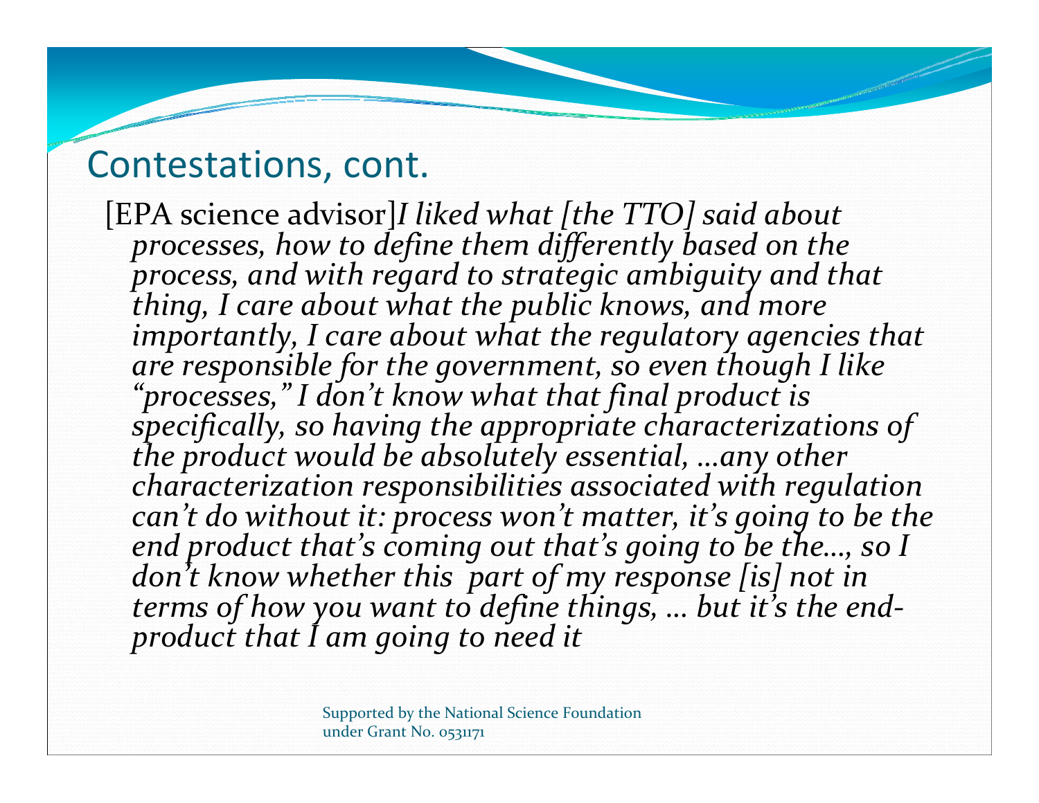# Contestations, cont.

[EPA science advisor]*I liked what [the TTO] said about processes, how to define them differently based on the process, and with regard to strategic ambiguity and that thing, I care about what the public knows, and more importantly, I care about what the regulatory agencies that are responsible for the government, so even though I like "processes," I don't know what that final product is specifically, so having the appropriate characterizations of the product would be absolutely essential, …any other characterization responsibilities associated with regulation can't do without it: process won't matter, it's going to be the end product that's coming out that's going to be the…, so I don't know whether this part of my response [is] not in terms of how you want to define things, … but it's the end-product that I am going to need it*

Supported by the National Science Foundation under Grant No. 0531171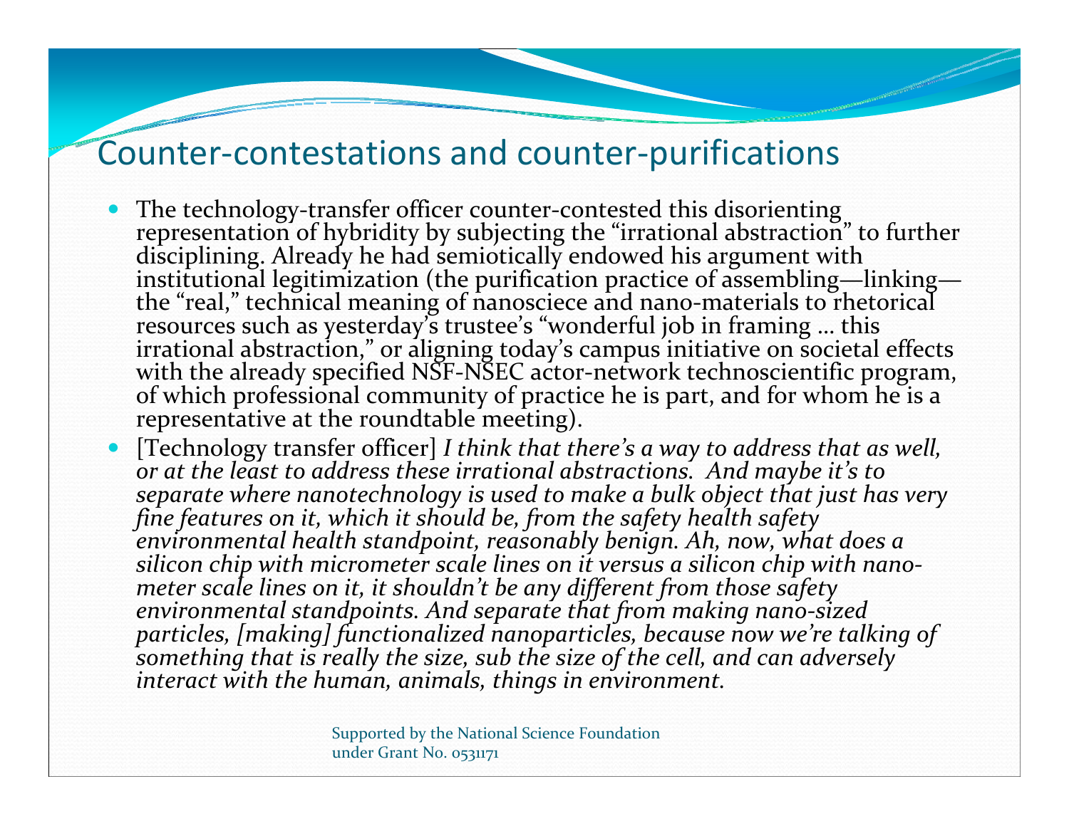# Counter-contestations and counter-purifications

- The technology-transfer officer counter-contested this disorienting representation of hybridity by subjecting the "irrational abstraction" to further disciplining. Already he had semiotically endowed his argument with institutional legitimization (the purification practice of assembling—linking—the "real," technical meaning of nanosciece and nano-materials to rhetorical resources such as yesterday's trustee's "wonderful job in framing … this irrational abstraction," or aligning today's campus initiative on societal effects with the already specified NSF-NSEC actor-network technoscientific program, of which professional community of practice he is part, and for whom he is a representative at the roundtable meeting).
- [Technology transfer officer] *I think that there's a way to address that as well, or at the least to address these irrational abstractions. And maybe it's to separate where nanotechnology is used to make a bulk object that just has very fine features on it, which it should be, from the safety health safety environmental health standpoint, reasonably benign. Ah, now, what does a silicon chip with micrometer scale lines on it versus a silicon chip with nano-meter scale lines on it, it shouldn't be any different from those safety environmental standpoints. And separate that from making nano-sized particles, [making] functionalized nanoparticles, because now we're talking of something that is really the size, sub the size of the cell, and can adversely interact with the human, animals, things in environment.*

Supported by the National Science Foundation under Grant No. 0531171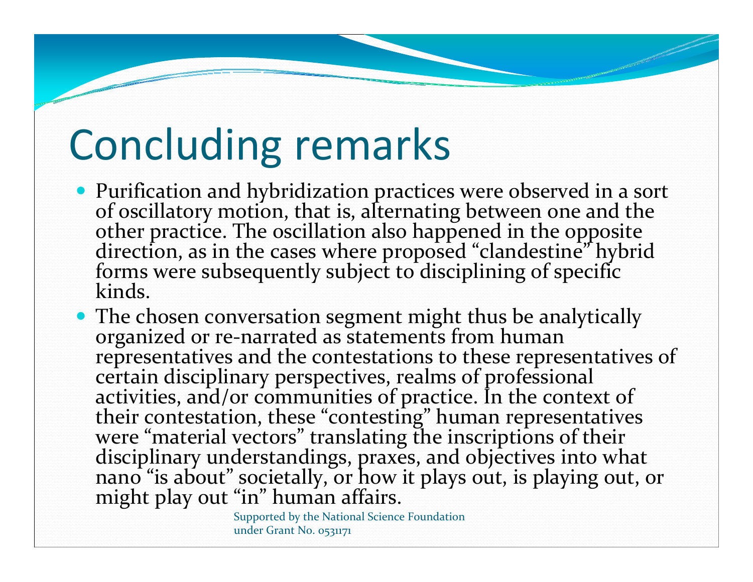# Concluding remarks

- Purification and hybridization practices were observed in a sort of oscillatory motion, that is, alternating between one and the other practice. The oscillation also happened in the opposite direction, as in the cases where proposed "clandestine" hybrid forms were subsequently subject to disciplining of specific kinds.
- The chosen conversation segment might thus be analytically organized or re-narrated as statements from human representatives and the contestations to these representatives of certain disciplinary perspectives, realms of professional activities, and/or communities of practice. In the context of their contestation, these "contesting" human representatives were "material vectors" translating the inscriptions of their disciplinary understandings, praxes, and objectives into what nano "is about" societally, or how it plays out, is playing out, or might play out "in" human affairs.

Supported by the National Science Foundation under Grant No. 0531171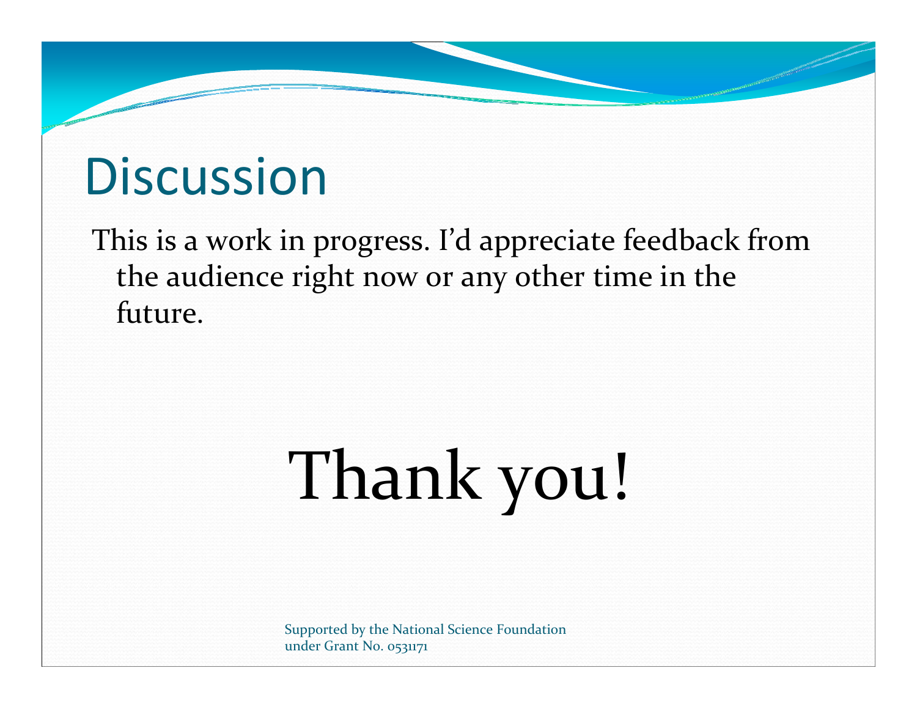# Discussion

This is a work in progress. I'd appreciate feedback from the audience right now or any other time in the future.

Thank you!

Supported by the National Science Foundation under Grant No. 0531171